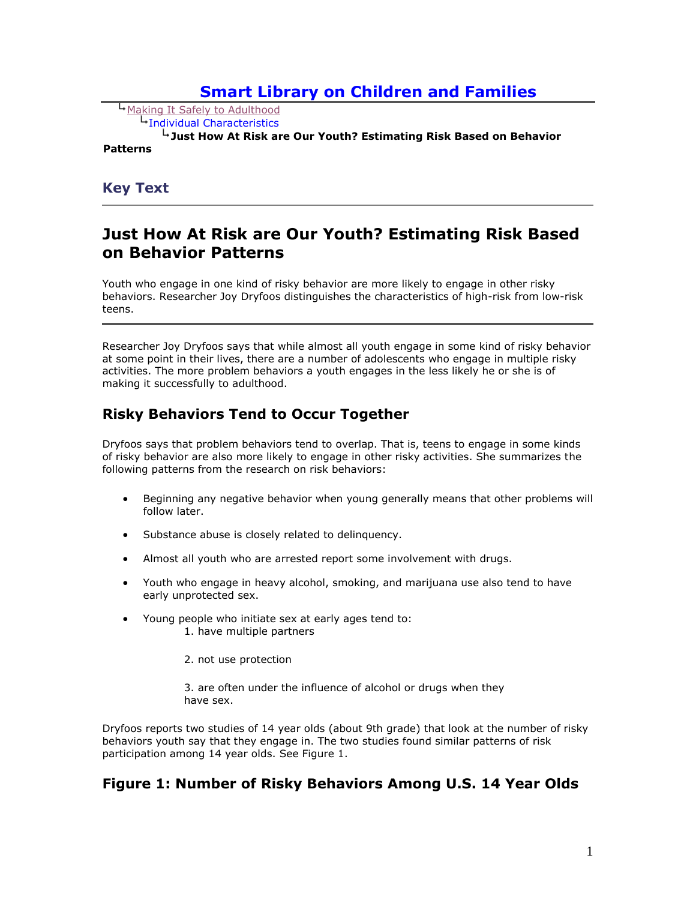# Smart Library on Children and Families

↳Making It Safely to Adulthood
↳Individual Characteristics
↳**Just How At Risk are Our Youth? Estimating Risk Based on Behavior Patterns**

## Key Text

---

## Just How At Risk are Our Youth? Estimating Risk Based on Behavior Patterns

Youth who engage in one kind of risky behavior are more likely to engage in other risky behaviors. Researcher Joy Dryfoos distinguishes the characteristics of high-risk from low-risk teens.

---

Researcher Joy Dryfoos says that while almost all youth engage in some kind of risky behavior at some point in their lives, there are a number of adolescents who engage in multiple risky activities. The more problem behaviors a youth engages in the less likely he or she is of making it successfully to adulthood.

### Risky Behaviors Tend to Occur Together

Dryfoos says that problem behaviors tend to overlap. That is, teens to engage in some kinds of risky behavior are also more likely to engage in other risky activities. She summarizes the following patterns from the research on risk behaviors:

- Beginning any negative behavior when young generally means that other problems will follow later.
- Substance abuse is closely related to delinquency.
- Almost all youth who are arrested report some involvement with drugs.
- Youth who engage in heavy alcohol, smoking, and marijuana use also tend to have early unprotected sex.
- Young people who initiate sex at early ages tend to:
    1. have multiple partners
    2. not use protection
    3. are often under the influence of alcohol or drugs when they have sex.

Dryfoos reports two studies of 14 year olds (about 9th grade) that look at the number of risky behaviors youth say that they engage in. The two studies found similar patterns of risk participation among 14 year olds. See Figure 1.

### Figure 1: Number of Risky Behaviors Among U.S. 14 Year Olds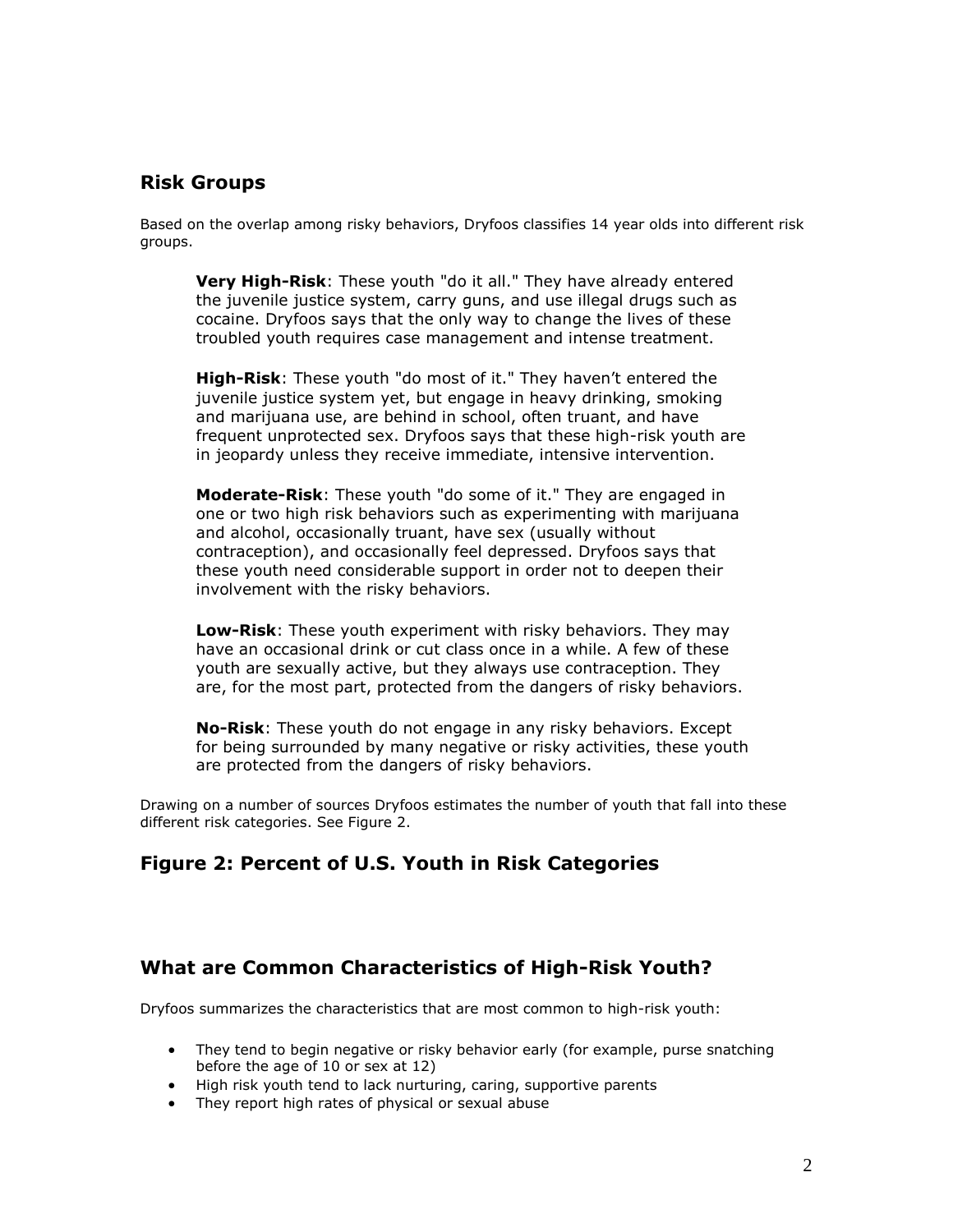## Risk Groups

Based on the overlap among risky behaviors, Dryfoos classifies 14 year olds into different risk groups.

> **Very High-Risk**: These youth "do it all." They have already entered the juvenile justice system, carry guns, and use illegal drugs such as cocaine. Dryfoos says that the only way to change the lives of these troubled youth requires case management and intense treatment.
>
> **High-Risk**: These youth "do most of it." They haven't entered the juvenile justice system yet, but engage in heavy drinking, smoking and marijuana use, are behind in school, often truant, and have frequent unprotected sex. Dryfoos says that these high-risk youth are in jeopardy unless they receive immediate, intensive intervention.
>
> **Moderate-Risk**: These youth "do some of it." They are engaged in one or two high risk behaviors such as experimenting with marijuana and alcohol, occasionally truant, have sex (usually without contraception), and occasionally feel depressed. Dryfoos says that these youth need considerable support in order not to deepen their involvement with the risky behaviors.
>
> **Low-Risk**: These youth experiment with risky behaviors. They may have an occasional drink or cut class once in a while. A few of these youth are sexually active, but they always use contraception. They are, for the most part, protected from the dangers of risky behaviors.
>
> **No-Risk**: These youth do not engage in any risky behaviors. Except for being surrounded by many negative or risky activities, these youth are protected from the dangers of risky behaviors.

Drawing on a number of sources Dryfoos estimates the number of youth that fall into these different risk categories. See Figure 2.

## Figure 2: Percent of U.S. Youth in Risk Categories

## What are Common Characteristics of High-Risk Youth?

Dryfoos summarizes the characteristics that are most common to high-risk youth:

- They tend to begin negative or risky behavior early (for example, purse snatching before the age of 10 or sex at 12)
- High risk youth tend to lack nurturing, caring, supportive parents
- They report high rates of physical or sexual abuse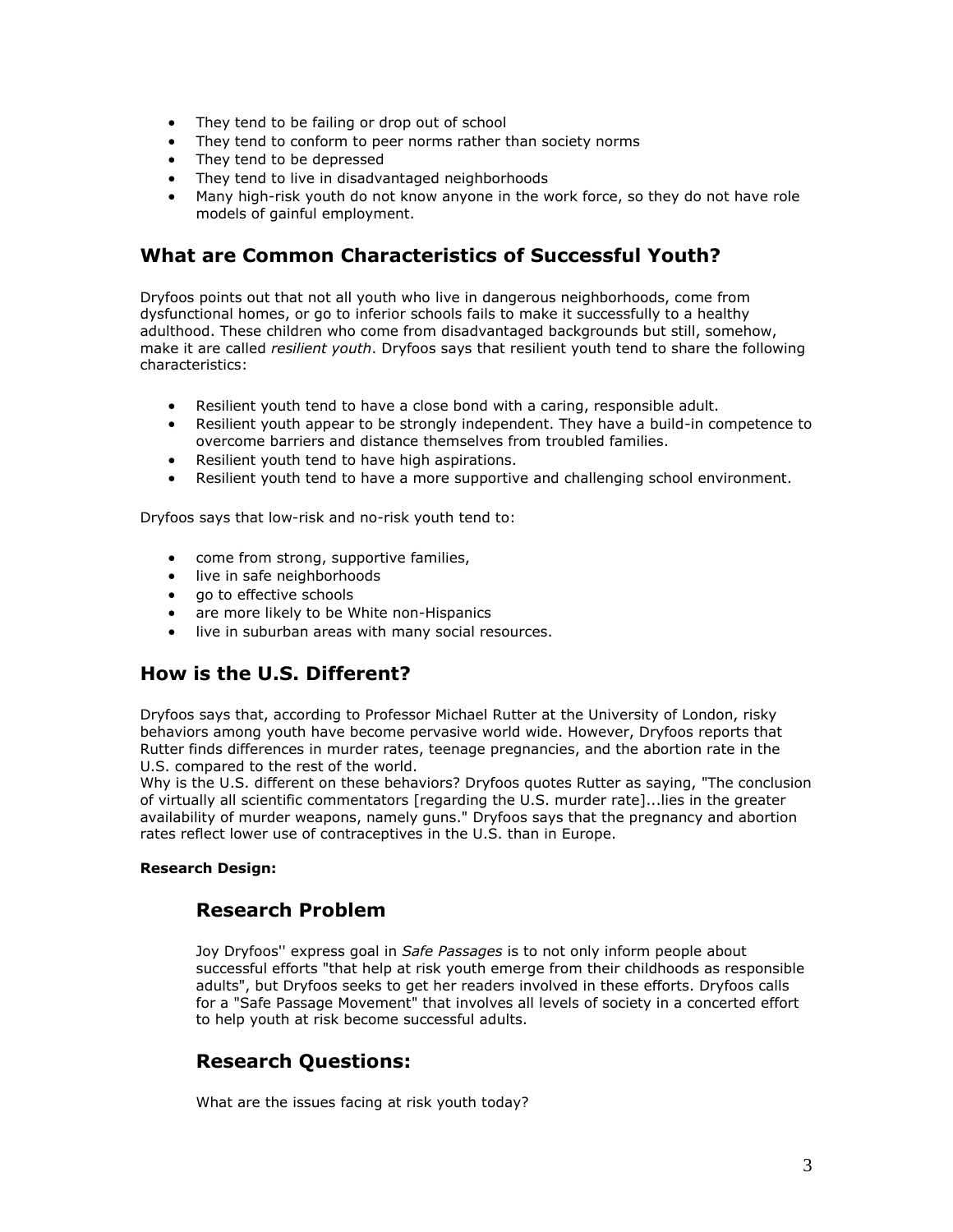- They tend to be failing or drop out of school
- They tend to conform to peer norms rather than society norms
- They tend to be depressed
- They tend to live in disadvantaged neighborhoods
- Many high-risk youth do not know anyone in the work force, so they do not have role models of gainful employment.

## What are Common Characteristics of Successful Youth?

Dryfoos points out that not all youth who live in dangerous neighborhoods, come from dysfunctional homes, or go to inferior schools fails to make it successfully to a healthy adulthood. These children who come from disadvantaged backgrounds but still, somehow, make it are called *resilient youth*. Dryfoos says that resilient youth tend to share the following characteristics:

- Resilient youth tend to have a close bond with a caring, responsible adult.
- Resilient youth appear to be strongly independent. They have a build-in competence to overcome barriers and distance themselves from troubled families.
- Resilient youth tend to have high aspirations.
- Resilient youth tend to have a more supportive and challenging school environment.

Dryfoos says that low-risk and no-risk youth tend to:

- come from strong, supportive families,
- live in safe neighborhoods
- go to effective schools
- are more likely to be White non-Hispanics
- live in suburban areas with many social resources.

## How is the U.S. Different?

Dryfoos says that, according to Professor Michael Rutter at the University of London, risky behaviors among youth have become pervasive world wide. However, Dryfoos reports that Rutter finds differences in murder rates, teenage pregnancies, and the abortion rate in the U.S. compared to the rest of the world.
Why is the U.S. different on these behaviors? Dryfoos quotes Rutter as saying, "The conclusion of virtually all scientific commentators [regarding the U.S. murder rate]...lies in the greater availability of murder weapons, namely guns." Dryfoos says that the pregnancy and abortion rates reflect lower use of contraceptives in the U.S. than in Europe.

**Research Design:**

## Research Problem

Joy Dryfoos'' express goal in *Safe Passages* is to not only inform people about successful efforts "that help at risk youth emerge from their childhoods as responsible adults", but Dryfoos seeks to get her readers involved in these efforts. Dryfoos calls for a "Safe Passage Movement" that involves all levels of society in a concerted effort to help youth at risk become successful adults.

## Research Questions:

What are the issues facing at risk youth today?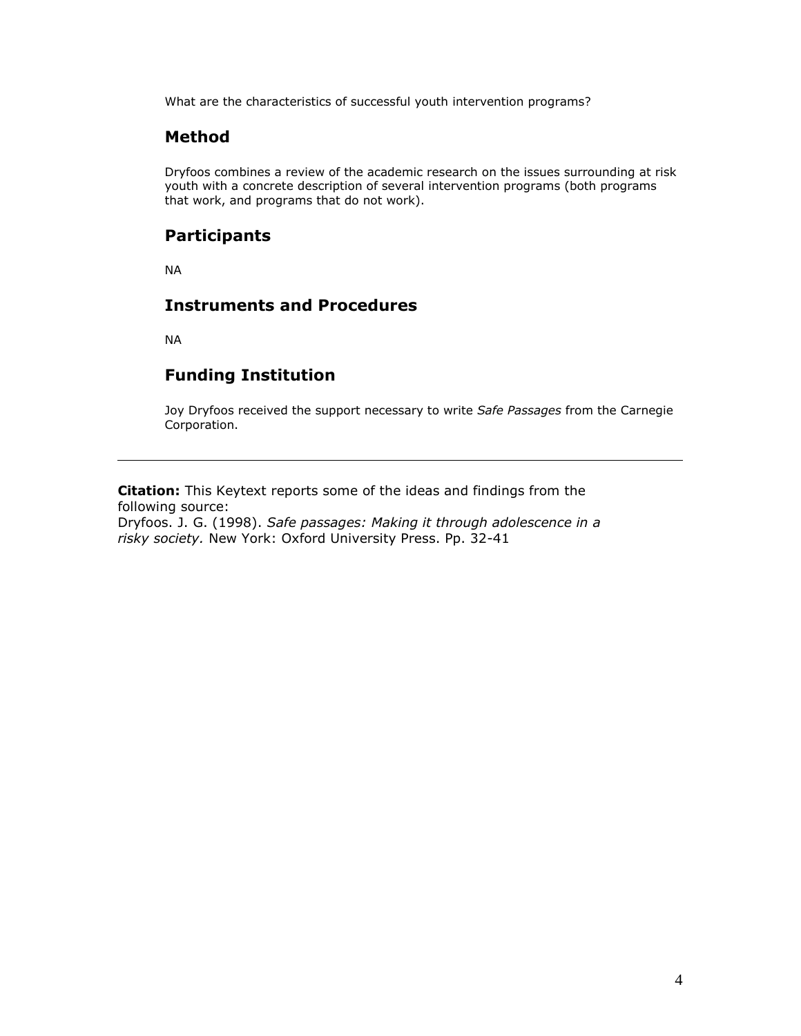What are the characteristics of successful youth intervention programs?

## Method

Dryfoos combines a review of the academic research on the issues surrounding at risk youth with a concrete description of several intervention programs (both programs that work, and programs that do not work).

## Participants

NA

## Instruments and Procedures

NA

## Funding Institution

Joy Dryfoos received the support necessary to write *Safe Passages* from the Carnegie Corporation.

---

**Citation:** This Keytext reports some of the ideas and findings from the following source:
Dryfoos. J. G. (1998). *Safe passages: Making it through adolescence in a risky society.* New York: Oxford University Press. Pp. 32-41